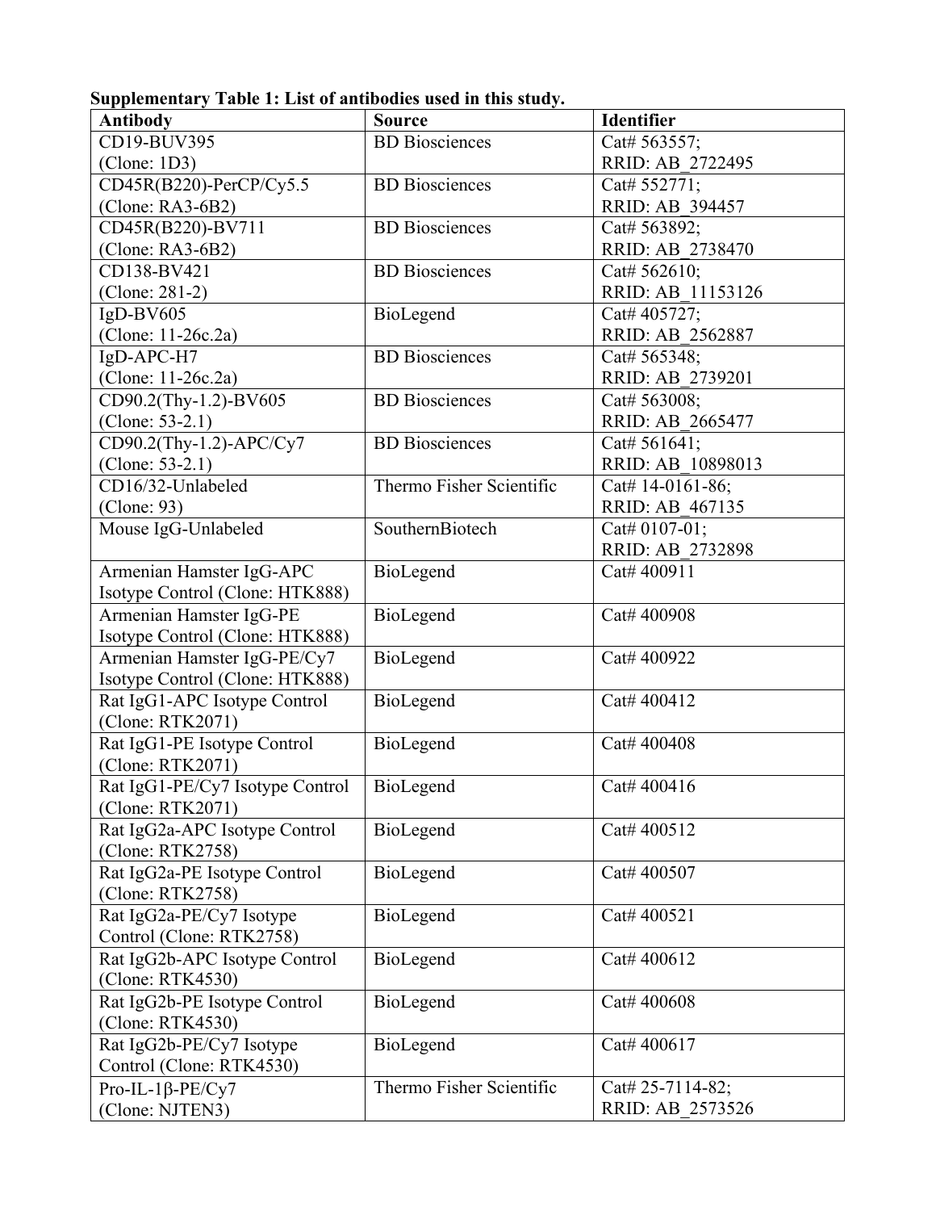**Supplementary Table 1: List of antibodies used in this study.**

| Antibody | Source | Identifier |
|---|---|---|
| CD19-BUV395 (Clone: 1D3) | BD Biosciences | Cat# 563557; RRID: AB_2722495 |
| CD45R(B220)-PerCP/Cy5.5 (Clone: RA3-6B2) | BD Biosciences | Cat# 552771; RRID: AB_394457 |
| CD45R(B220)-BV711 (Clone: RA3-6B2) | BD Biosciences | Cat# 563892; RRID: AB_2738470 |
| CD138-BV421 (Clone: 281-2) | BD Biosciences | Cat# 562610; RRID: AB_11153126 |
| IgD-BV605 (Clone: 11-26c.2a) | BioLegend | Cat# 405727; RRID: AB_2562887 |
| IgD-APC-H7 (Clone: 11-26c.2a) | BD Biosciences | Cat# 565348; RRID: AB_2739201 |
| CD90.2(Thy-1.2)-BV605 (Clone: 53-2.1) | BD Biosciences | Cat# 563008; RRID: AB_2665477 |
| CD90.2(Thy-1.2)-APC/Cy7 (Clone: 53-2.1) | BD Biosciences | Cat# 561641; RRID: AB_10898013 |
| CD16/32-Unlabeled (Clone: 93) | Thermo Fisher Scientific | Cat# 14-0161-86; RRID: AB_467135 |
| Mouse IgG-Unlabeled | SouthernBiotech | Cat# 0107-01; RRID: AB_2732898 |
| Armenian Hamster IgG-APC Isotype Control (Clone: HTK888) | BioLegend | Cat# 400911 |
| Armenian Hamster IgG-PE Isotype Control (Clone: HTK888) | BioLegend | Cat# 400908 |
| Armenian Hamster IgG-PE/Cy7 Isotype Control (Clone: HTK888) | BioLegend | Cat# 400922 |
| Rat IgG1-APC Isotype Control (Clone: RTK2071) | BioLegend | Cat# 400412 |
| Rat IgG1-PE Isotype Control (Clone: RTK2071) | BioLegend | Cat# 400408 |
| Rat IgG1-PE/Cy7 Isotype Control (Clone: RTK2071) | BioLegend | Cat# 400416 |
| Rat IgG2a-APC Isotype Control (Clone: RTK2758) | BioLegend | Cat# 400512 |
| Rat IgG2a-PE Isotype Control (Clone: RTK2758) | BioLegend | Cat# 400507 |
| Rat IgG2a-PE/Cy7 Isotype Control (Clone: RTK2758) | BioLegend | Cat# 400521 |
| Rat IgG2b-APC Isotype Control (Clone: RTK4530) | BioLegend | Cat# 400612 |
| Rat IgG2b-PE Isotype Control (Clone: RTK4530) | BioLegend | Cat# 400608 |
| Rat IgG2b-PE/Cy7 Isotype Control (Clone: RTK4530) | BioLegend | Cat# 400617 |
| Pro-IL-1β-PE/Cy7 (Clone: NJTEN3) | Thermo Fisher Scientific | Cat# 25-7114-82; RRID: AB_2573526 |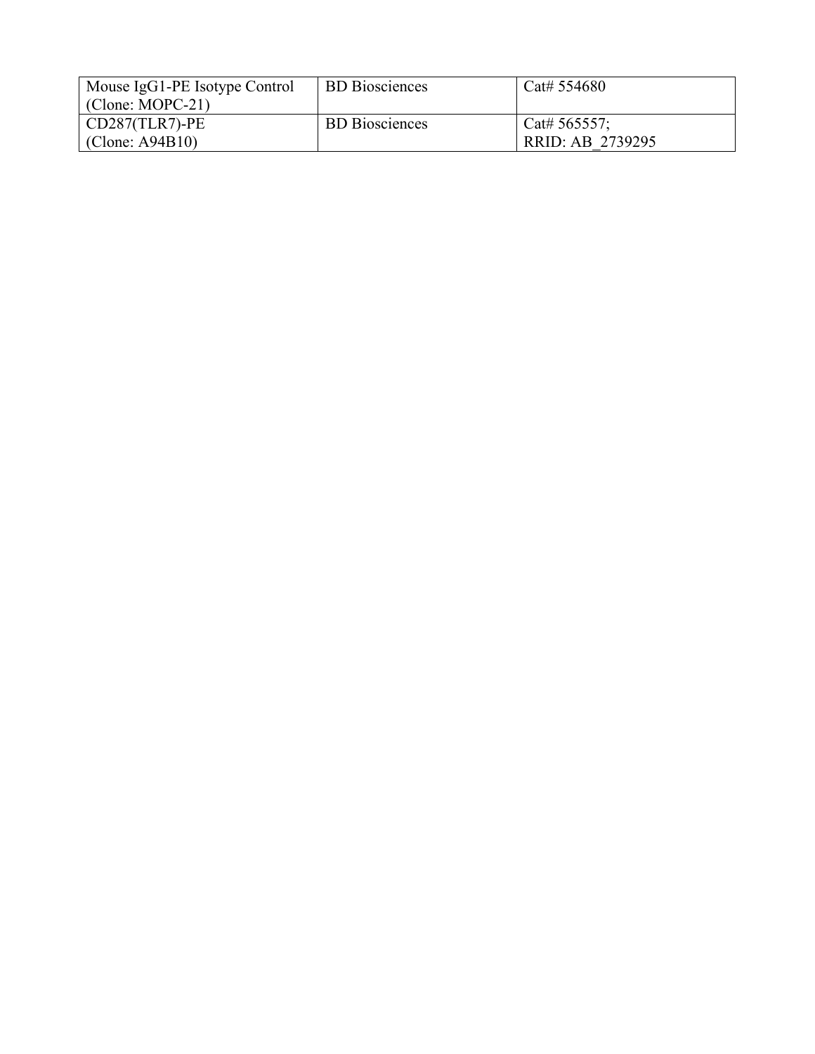| | | |
|---|---|---|
| Mouse IgG1-PE Isotype Control (Clone: MOPC-21) | BD Biosciences | Cat# 554680 |
| CD287(TLR7)-PE (Clone: A94B10) | BD Biosciences | Cat# 565557; RRID: AB_2739295 |